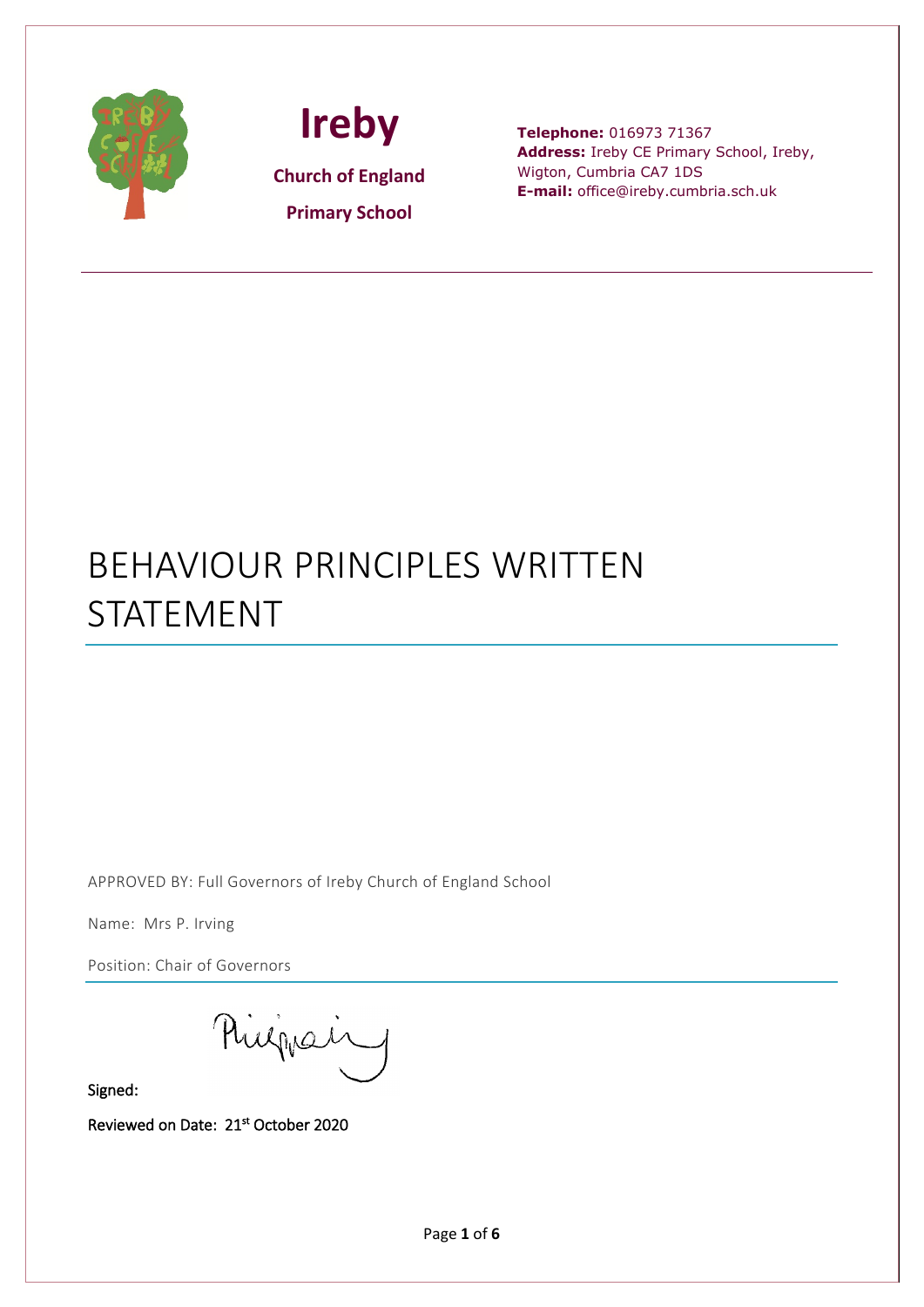# Ireby

**Church of England**

**Primary School**

**Telephone:** 016973 71367
**Address:** Ireby CE Primary School, Ireby, Wigton, Cumbria CA7 1DS
**E-mail:** office@ireby.cumbria.sch.uk

# BEHAVIOUR PRINCIPLES WRITTEN STATEMENT

APPROVED BY: Full Governors of Ireby Church of England School

Name: Mrs P. Irving

Position: Chair of Governors

Signed:

Reviewed on Date: 21st October 2020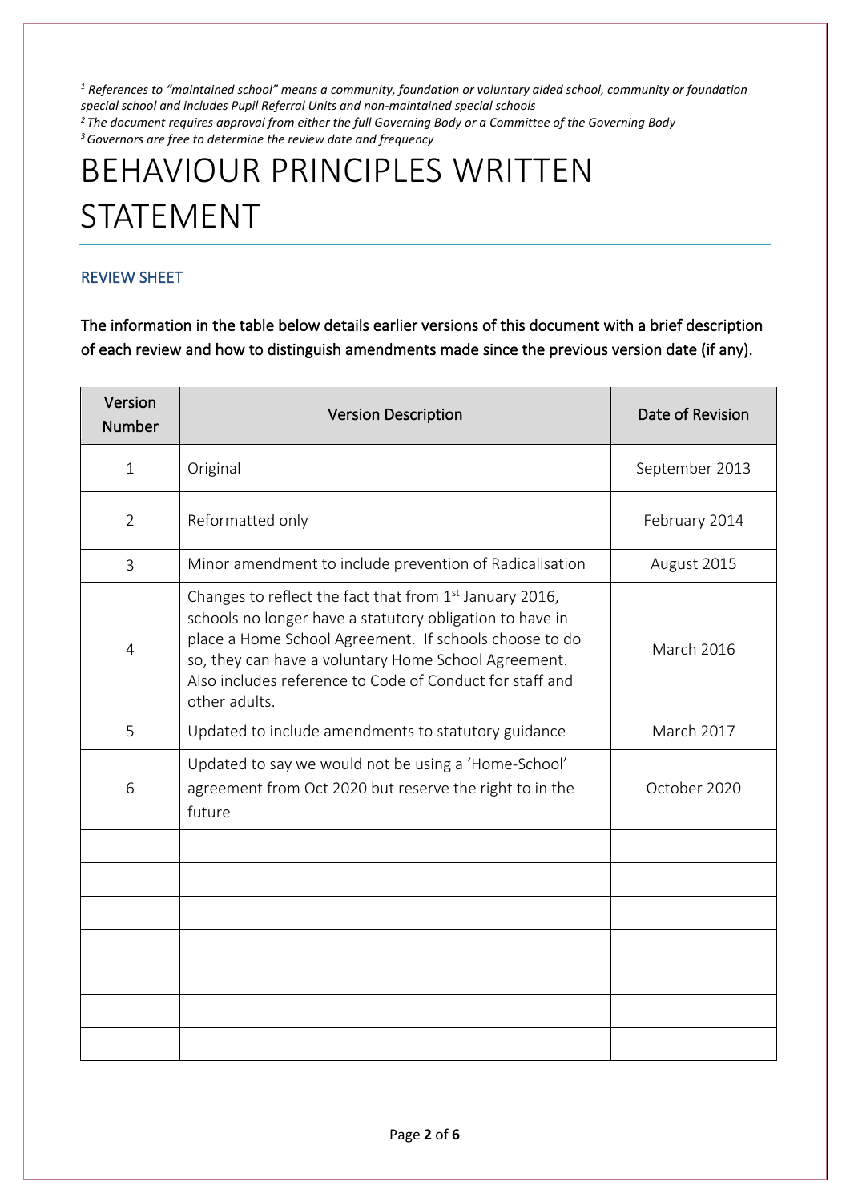[1] *References to "maintained school" means a community, foundation or voluntary aided school, community or foundation special school and includes Pupil Referral Units and non-maintained special schools*
[2] *The document requires approval from either the full Governing Body or a Committee of the Governing Body*
[3] *Governors are free to determine the review date and frequency*

# BEHAVIOUR PRINCIPLES WRITTEN STATEMENT

## REVIEW SHEET

The information in the table below details earlier versions of this document with a brief description of each review and how to distinguish amendments made since the previous version date (if any).

| Version Number | Version Description | Date of Revision |
|---|---|---|
| 1 | Original | September 2013 |
| 2 | Reformatted only | February 2014 |
| 3 | Minor amendment to include prevention of Radicalisation | August 2015 |
| 4 | Changes to reflect the fact that from 1st January 2016, schools no longer have a statutory obligation to have in place a Home School Agreement. If schools choose to do so, they can have a voluntary Home School Agreement. Also includes reference to Code of Conduct for staff and other adults. | March 2016 |
| 5 | Updated to include amendments to statutory guidance | March 2017 |
| 6 | Updated to say we would not be using a 'Home-School' agreement from Oct 2020 but reserve the right to in the future | October 2020 |
| | | |
| | | |
| | | |
| | | |
| | | |
| | | |
| | | |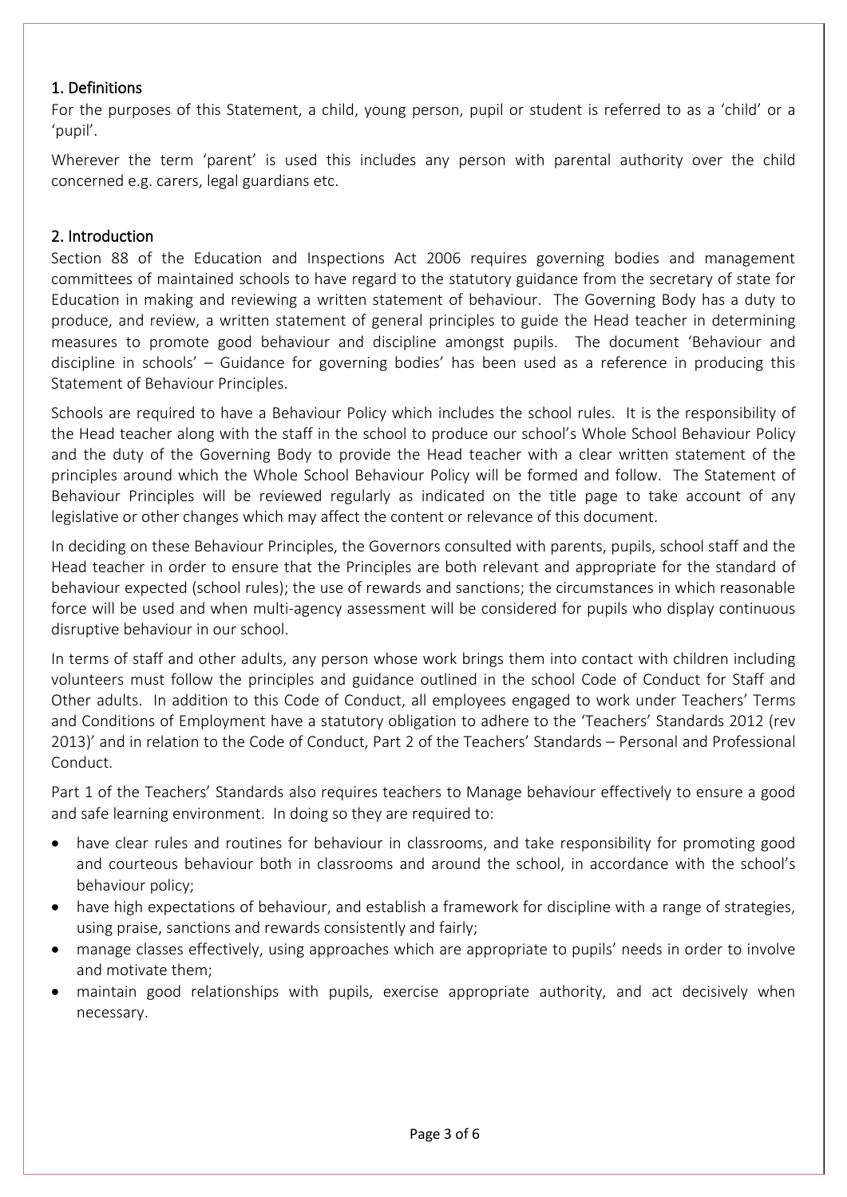## 1. Definitions

For the purposes of this Statement, a child, young person, pupil or student is referred to as a 'child' or a 'pupil'.

Wherever the term 'parent' is used this includes any person with parental authority over the child concerned e.g. carers, legal guardians etc.

## 2. Introduction

Section 88 of the Education and Inspections Act 2006 requires governing bodies and management committees of maintained schools to have regard to the statutory guidance from the secretary of state for Education in making and reviewing a written statement of behaviour. The Governing Body has a duty to produce, and review, a written statement of general principles to guide the Head teacher in determining measures to promote good behaviour and discipline amongst pupils. The document 'Behaviour and discipline in schools' – Guidance for governing bodies' has been used as a reference in producing this Statement of Behaviour Principles.

Schools are required to have a Behaviour Policy which includes the school rules. It is the responsibility of the Head teacher along with the staff in the school to produce our school's Whole School Behaviour Policy and the duty of the Governing Body to provide the Head teacher with a clear written statement of the principles around which the Whole School Behaviour Policy will be formed and follow. The Statement of Behaviour Principles will be reviewed regularly as indicated on the title page to take account of any legislative or other changes which may affect the content or relevance of this document.

In deciding on these Behaviour Principles, the Governors consulted with parents, pupils, school staff and the Head teacher in order to ensure that the Principles are both relevant and appropriate for the standard of behaviour expected (school rules); the use of rewards and sanctions; the circumstances in which reasonable force will be used and when multi-agency assessment will be considered for pupils who display continuous disruptive behaviour in our school.

In terms of staff and other adults, any person whose work brings them into contact with children including volunteers must follow the principles and guidance outlined in the school Code of Conduct for Staff and Other adults. In addition to this Code of Conduct, all employees engaged to work under Teachers' Terms and Conditions of Employment have a statutory obligation to adhere to the 'Teachers' Standards 2012 (rev 2013)' and in relation to the Code of Conduct, Part 2 of the Teachers' Standards – Personal and Professional Conduct.

Part 1 of the Teachers' Standards also requires teachers to Manage behaviour effectively to ensure a good and safe learning environment. In doing so they are required to:

- have clear rules and routines for behaviour in classrooms, and take responsibility for promoting good and courteous behaviour both in classrooms and around the school, in accordance with the school's behaviour policy;
- have high expectations of behaviour, and establish a framework for discipline with a range of strategies, using praise, sanctions and rewards consistently and fairly;
- manage classes effectively, using approaches which are appropriate to pupils' needs in order to involve and motivate them;
- maintain good relationships with pupils, exercise appropriate authority, and act decisively when necessary.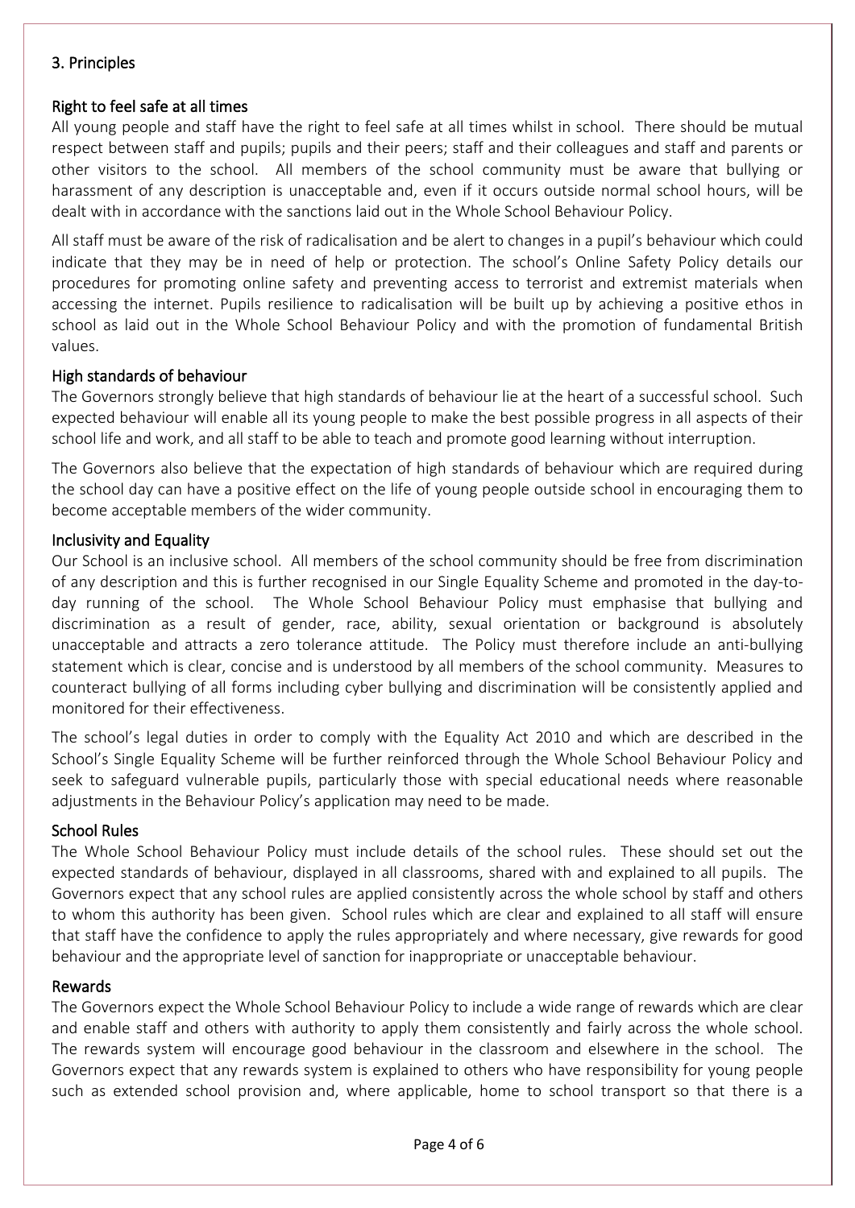## 3. Principles

### Right to feel safe at all times

All young people and staff have the right to feel safe at all times whilst in school. There should be mutual respect between staff and pupils; pupils and their peers; staff and their colleagues and staff and parents or other visitors to the school. All members of the school community must be aware that bullying or harassment of any description is unacceptable and, even if it occurs outside normal school hours, will be dealt with in accordance with the sanctions laid out in the Whole School Behaviour Policy.

All staff must be aware of the risk of radicalisation and be alert to changes in a pupil's behaviour which could indicate that they may be in need of help or protection. The school's Online Safety Policy details our procedures for promoting online safety and preventing access to terrorist and extremist materials when accessing the internet. Pupils resilience to radicalisation will be built up by achieving a positive ethos in school as laid out in the Whole School Behaviour Policy and with the promotion of fundamental British values.

### High standards of behaviour

The Governors strongly believe that high standards of behaviour lie at the heart of a successful school. Such expected behaviour will enable all its young people to make the best possible progress in all aspects of their school life and work, and all staff to be able to teach and promote good learning without interruption.

The Governors also believe that the expectation of high standards of behaviour which are required during the school day can have a positive effect on the life of young people outside school in encouraging them to become acceptable members of the wider community.

### Inclusivity and Equality

Our School is an inclusive school. All members of the school community should be free from discrimination of any description and this is further recognised in our Single Equality Scheme and promoted in the day-to-day running of the school. The Whole School Behaviour Policy must emphasise that bullying and discrimination as a result of gender, race, ability, sexual orientation or background is absolutely unacceptable and attracts a zero tolerance attitude. The Policy must therefore include an anti-bullying statement which is clear, concise and is understood by all members of the school community. Measures to counteract bullying of all forms including cyber bullying and discrimination will be consistently applied and monitored for their effectiveness.

The school's legal duties in order to comply with the Equality Act 2010 and which are described in the School's Single Equality Scheme will be further reinforced through the Whole School Behaviour Policy and seek to safeguard vulnerable pupils, particularly those with special educational needs where reasonable adjustments in the Behaviour Policy's application may need to be made.

### School Rules

The Whole School Behaviour Policy must include details of the school rules. These should set out the expected standards of behaviour, displayed in all classrooms, shared with and explained to all pupils. The Governors expect that any school rules are applied consistently across the whole school by staff and others to whom this authority has been given. School rules which are clear and explained to all staff will ensure that staff have the confidence to apply the rules appropriately and where necessary, give rewards for good behaviour and the appropriate level of sanction for inappropriate or unacceptable behaviour.

### Rewards

The Governors expect the Whole School Behaviour Policy to include a wide range of rewards which are clear and enable staff and others with authority to apply them consistently and fairly across the whole school. The rewards system will encourage good behaviour in the classroom and elsewhere in the school. The Governors expect that any rewards system is explained to others who have responsibility for young people such as extended school provision and, where applicable, home to school transport so that there is a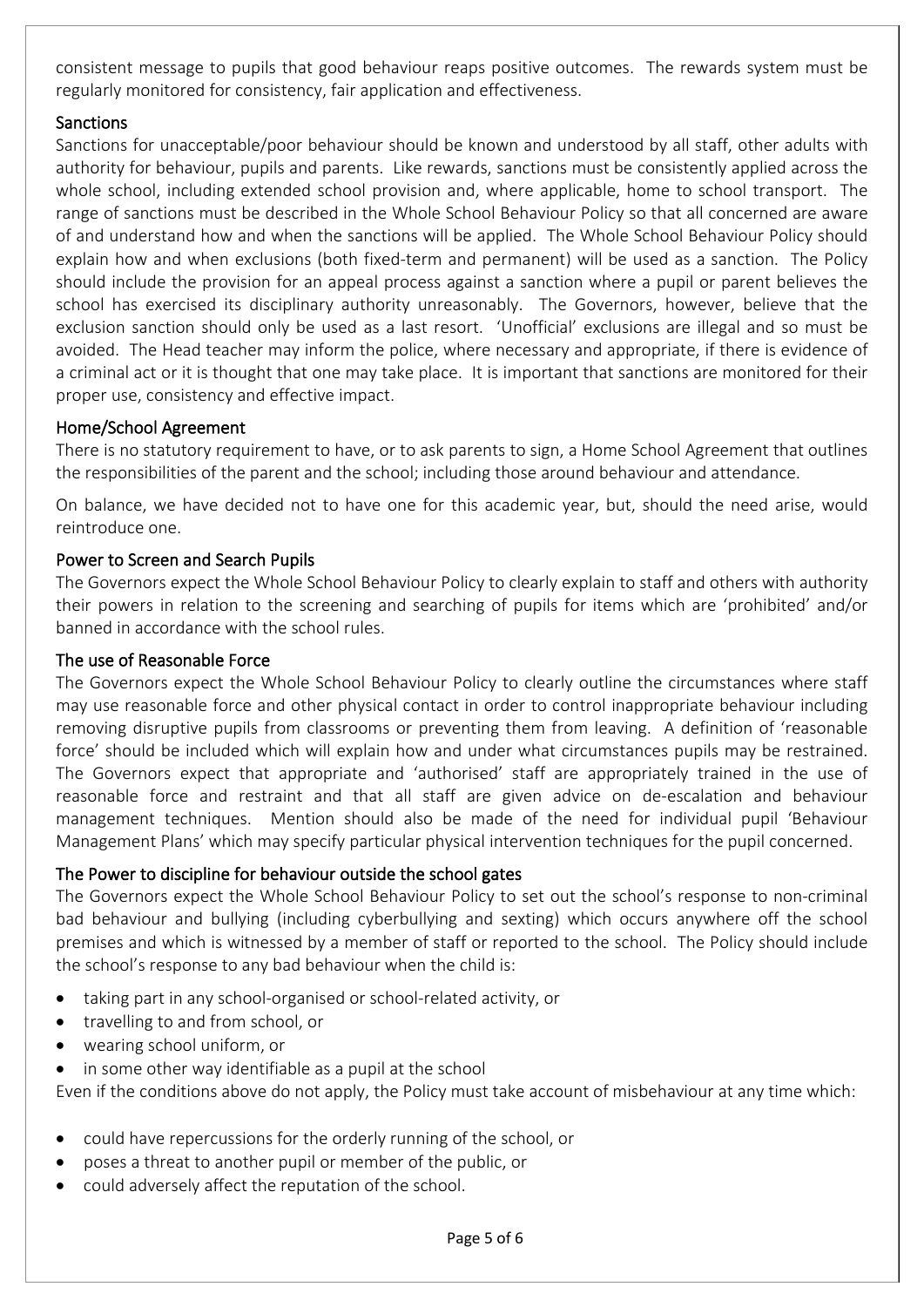consistent message to pupils that good behaviour reaps positive outcomes. The rewards system must be regularly monitored for consistency, fair application and effectiveness.

### Sanctions

Sanctions for unacceptable/poor behaviour should be known and understood by all staff, other adults with authority for behaviour, pupils and parents. Like rewards, sanctions must be consistently applied across the whole school, including extended school provision and, where applicable, home to school transport. The range of sanctions must be described in the Whole School Behaviour Policy so that all concerned are aware of and understand how and when the sanctions will be applied. The Whole School Behaviour Policy should explain how and when exclusions (both fixed-term and permanent) will be used as a sanction. The Policy should include the provision for an appeal process against a sanction where a pupil or parent believes the school has exercised its disciplinary authority unreasonably. The Governors, however, believe that the exclusion sanction should only be used as a last resort. 'Unofficial' exclusions are illegal and so must be avoided. The Head teacher may inform the police, where necessary and appropriate, if there is evidence of a criminal act or it is thought that one may take place. It is important that sanctions are monitored for their proper use, consistency and effective impact.

### Home/School Agreement

There is no statutory requirement to have, or to ask parents to sign, a Home School Agreement that outlines the responsibilities of the parent and the school; including those around behaviour and attendance.

On balance, we have decided not to have one for this academic year, but, should the need arise, would reintroduce one.

### Power to Screen and Search Pupils

The Governors expect the Whole School Behaviour Policy to clearly explain to staff and others with authority their powers in relation to the screening and searching of pupils for items which are 'prohibited' and/or banned in accordance with the school rules.

### The use of Reasonable Force

The Governors expect the Whole School Behaviour Policy to clearly outline the circumstances where staff may use reasonable force and other physical contact in order to control inappropriate behaviour including removing disruptive pupils from classrooms or preventing them from leaving. A definition of 'reasonable force' should be included which will explain how and under what circumstances pupils may be restrained. The Governors expect that appropriate and 'authorised' staff are appropriately trained in the use of reasonable force and restraint and that all staff are given advice on de-escalation and behaviour management techniques. Mention should also be made of the need for individual pupil 'Behaviour Management Plans' which may specify particular physical intervention techniques for the pupil concerned.

### The Power to discipline for behaviour outside the school gates

The Governors expect the Whole School Behaviour Policy to set out the school's response to non-criminal bad behaviour and bullying (including cyberbullying and sexting) which occurs anywhere off the school premises and which is witnessed by a member of staff or reported to the school. The Policy should include the school's response to any bad behaviour when the child is:

- taking part in any school-organised or school-related activity, or
- travelling to and from school, or
- wearing school uniform, or
- in some other way identifiable as a pupil at the school

Even if the conditions above do not apply, the Policy must take account of misbehaviour at any time which:

- could have repercussions for the orderly running of the school, or
- poses a threat to another pupil or member of the public, or
- could adversely affect the reputation of the school.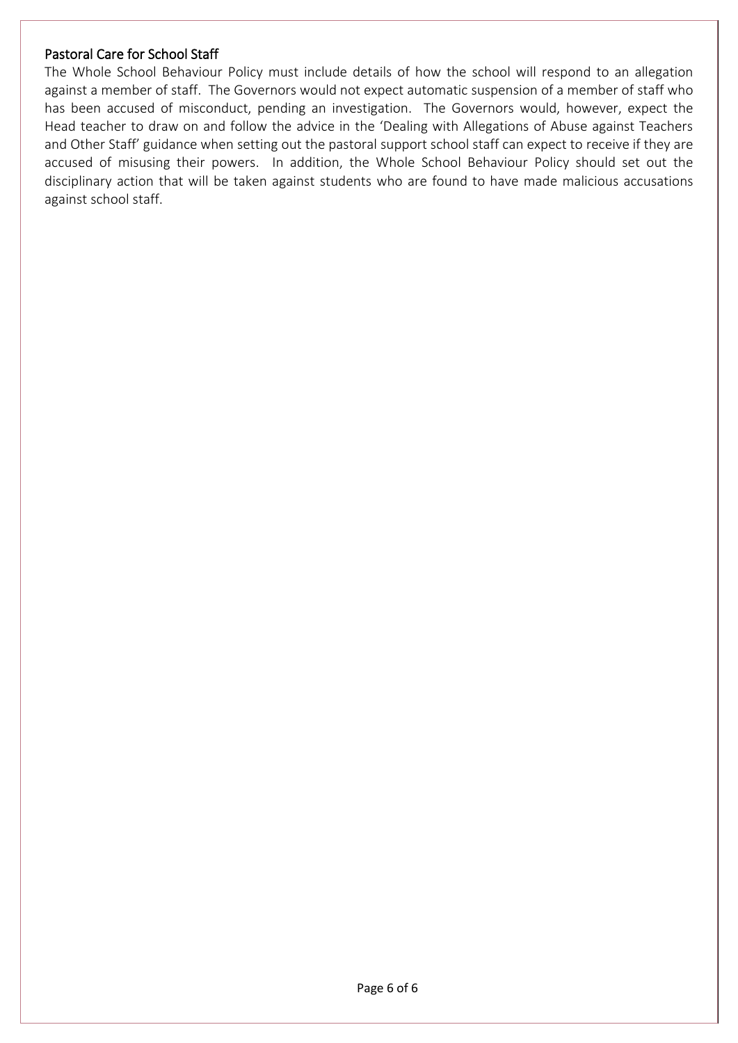### Pastoral Care for School Staff

The Whole School Behaviour Policy must include details of how the school will respond to an allegation against a member of staff. The Governors would not expect automatic suspension of a member of staff who has been accused of misconduct, pending an investigation. The Governors would, however, expect the Head teacher to draw on and follow the advice in the 'Dealing with Allegations of Abuse against Teachers and Other Staff' guidance when setting out the pastoral support school staff can expect to receive if they are accused of misusing their powers. In addition, the Whole School Behaviour Policy should set out the disciplinary action that will be taken against students who are found to have made malicious accusations against school staff.